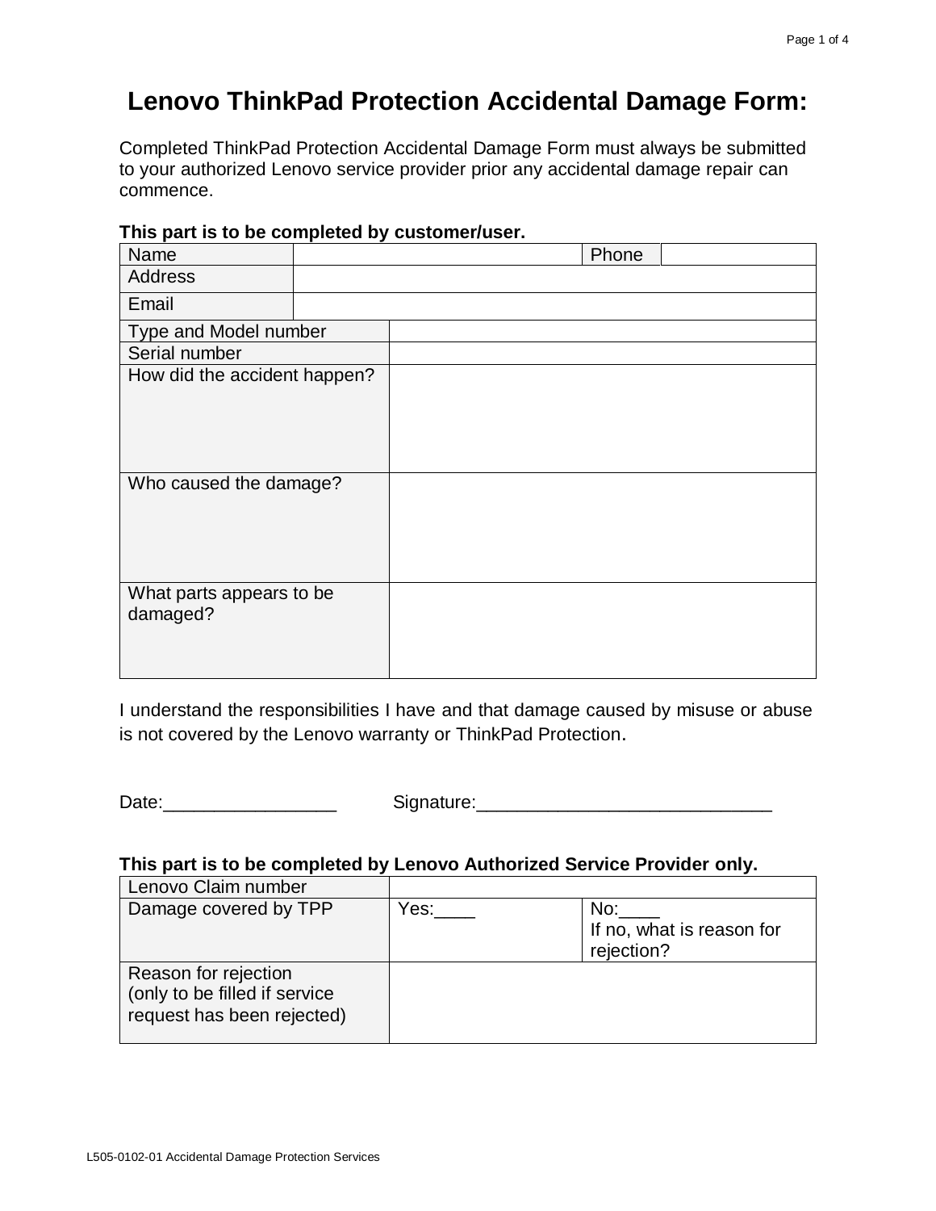# Lenovo ThinkPad Protection Accidental Damage Form:

Completed ThinkPad Protection Accidental Damage Form must always be submitted to your authorized Lenovo service provider prior any accidental damage repair can commence.

**This part is to be completed by customer/user.**

| Name | | Phone | |
|---|---|---|---|
| Address | | | |
| Email | | | |

| Type and Model number | |
|---|---|
| Serial number | |
| How did the accident happen? | |
| Who caused the damage? | |
| What parts appears to be damaged? | |

I understand the responsibilities I have and that damage caused by misuse or abuse is not covered by the Lenovo warranty or ThinkPad Protection.

Date:_________________ Signature:_____________________________

**This part is to be completed by Lenovo Authorized Service Provider only.**

| Lenovo Claim number | | |
|---|---|---|
| Damage covered by TPP | Yes:____ | No:____ If no, what is reason for rejection? |
| Reason for rejection (only to be filled if service request has been rejected) | | |

L505-0102-01 Accidental Damage Protection Services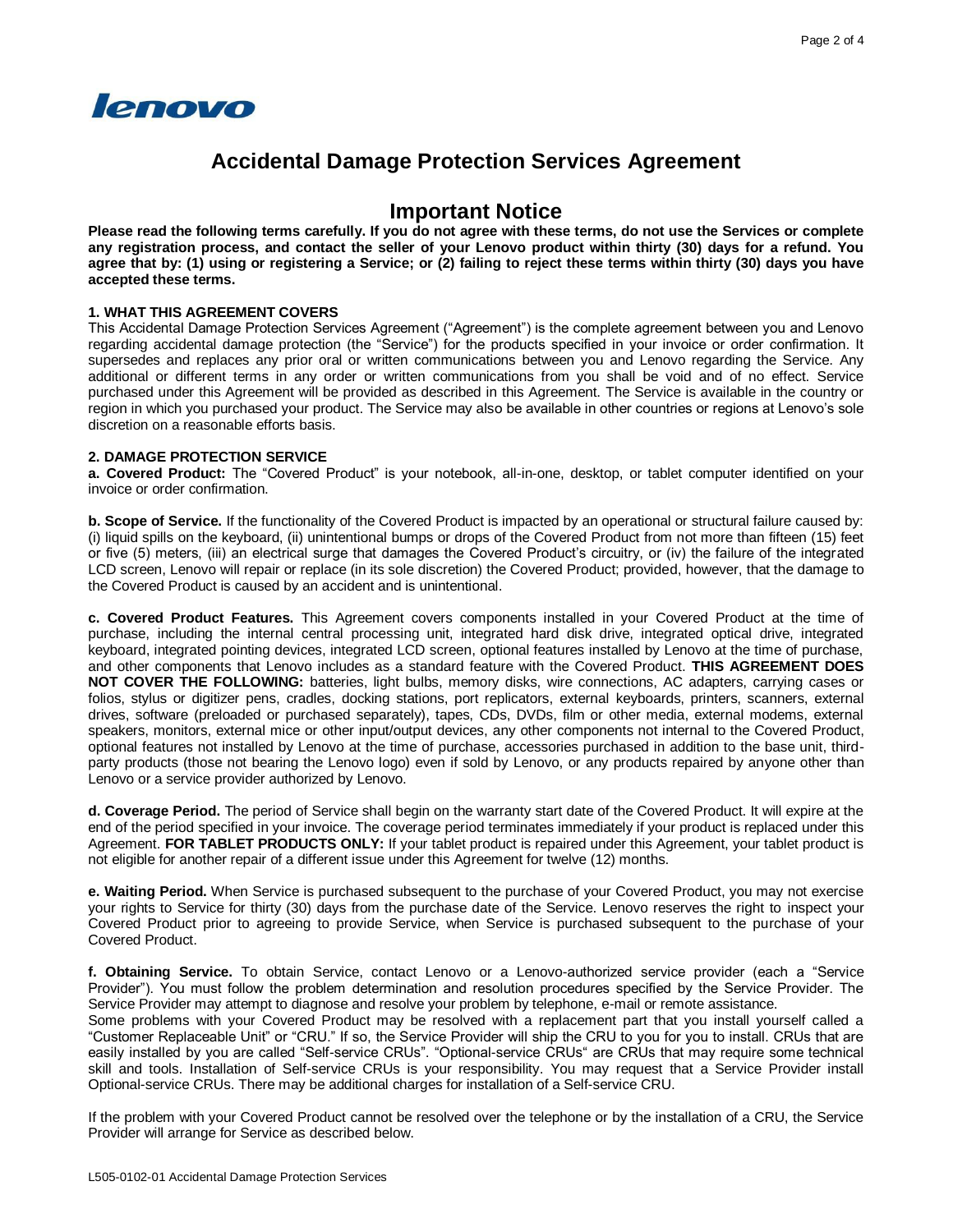**lenovo**

# Accidental Damage Protection Services Agreement

## Important Notice

**Please read the following terms carefully. If you do not agree with these terms, do not use the Services or complete any registration process, and contact the seller of your Lenovo product within thirty (30) days for a refund. You agree that by: (1) using or registering a Service; or (2) failing to reject these terms within thirty (30) days you have accepted these terms.**

### 1. WHAT THIS AGREEMENT COVERS

This Accidental Damage Protection Services Agreement ("Agreement") is the complete agreement between you and Lenovo regarding accidental damage protection (the "Service") for the products specified in your invoice or order confirmation. It supersedes and replaces any prior oral or written communications between you and Lenovo regarding the Service. Any additional or different terms in any order or written communications from you shall be void and of no effect. Service purchased under this Agreement will be provided as described in this Agreement. The Service is available in the country or region in which you purchased your product. The Service may also be available in other countries or regions at Lenovo's sole discretion on a reasonable efforts basis.

### 2. DAMAGE PROTECTION SERVICE

**a. Covered Product:** The "Covered Product" is your notebook, all-in-one, desktop, or tablet computer identified on your invoice or order confirmation.

**b. Scope of Service.** If the functionality of the Covered Product is impacted by an operational or structural failure caused by: (i) liquid spills on the keyboard, (ii) unintentional bumps or drops of the Covered Product from not more than fifteen (15) feet or five (5) meters, (iii) an electrical surge that damages the Covered Product's circuitry, or (iv) the failure of the integrated LCD screen, Lenovo will repair or replace (in its sole discretion) the Covered Product; provided, however, that the damage to the Covered Product is caused by an accident and is unintentional.

**c. Covered Product Features.** This Agreement covers components installed in your Covered Product at the time of purchase, including the internal central processing unit, integrated hard disk drive, integrated optical drive, integrated keyboard, integrated pointing devices, integrated LCD screen, optional features installed by Lenovo at the time of purchase, and other components that Lenovo includes as a standard feature with the Covered Product. **THIS AGREEMENT DOES NOT COVER THE FOLLOWING:** batteries, light bulbs, memory disks, wire connections, AC adapters, carrying cases or folios, stylus or digitizer pens, cradles, docking stations, port replicators, external keyboards, printers, scanners, external drives, software (preloaded or purchased separately), tapes, CDs, DVDs, film or other media, external modems, external speakers, monitors, external mice or other input/output devices, any other components not internal to the Covered Product, optional features not installed by Lenovo at the time of purchase, accessories purchased in addition to the base unit, third-party products (those not bearing the Lenovo logo) even if sold by Lenovo, or any products repaired by anyone other than Lenovo or a service provider authorized by Lenovo.

**d. Coverage Period.** The period of Service shall begin on the warranty start date of the Covered Product. It will expire at the end of the period specified in your invoice. The coverage period terminates immediately if your product is replaced under this Agreement. **FOR TABLET PRODUCTS ONLY:** If your tablet product is repaired under this Agreement, your tablet product is not eligible for another repair of a different issue under this Agreement for twelve (12) months.

**e. Waiting Period.** When Service is purchased subsequent to the purchase of your Covered Product, you may not exercise your rights to Service for thirty (30) days from the purchase date of the Service. Lenovo reserves the right to inspect your Covered Product prior to agreeing to provide Service, when Service is purchased subsequent to the purchase of your Covered Product.

**f. Obtaining Service.** To obtain Service, contact Lenovo or a Lenovo-authorized service provider (each a "Service Provider"). You must follow the problem determination and resolution procedures specified by the Service Provider. The Service Provider may attempt to diagnose and resolve your problem by telephone, e-mail or remote assistance.

Some problems with your Covered Product may be resolved with a replacement part that you install yourself called a "Customer Replaceable Unit" or "CRU." If so, the Service Provider will ship the CRU to you for you to install. CRUs that are easily installed by you are called "Self-service CRUs". "Optional-service CRUs" are CRUs that may require some technical skill and tools. Installation of Self-service CRUs is your responsibility. You may request that a Service Provider install Optional-service CRUs. There may be additional charges for installation of a Self-service CRU.

If the problem with your Covered Product cannot be resolved over the telephone or by the installation of a CRU, the Service Provider will arrange for Service as described below.

L505-0102-01 Accidental Damage Protection Services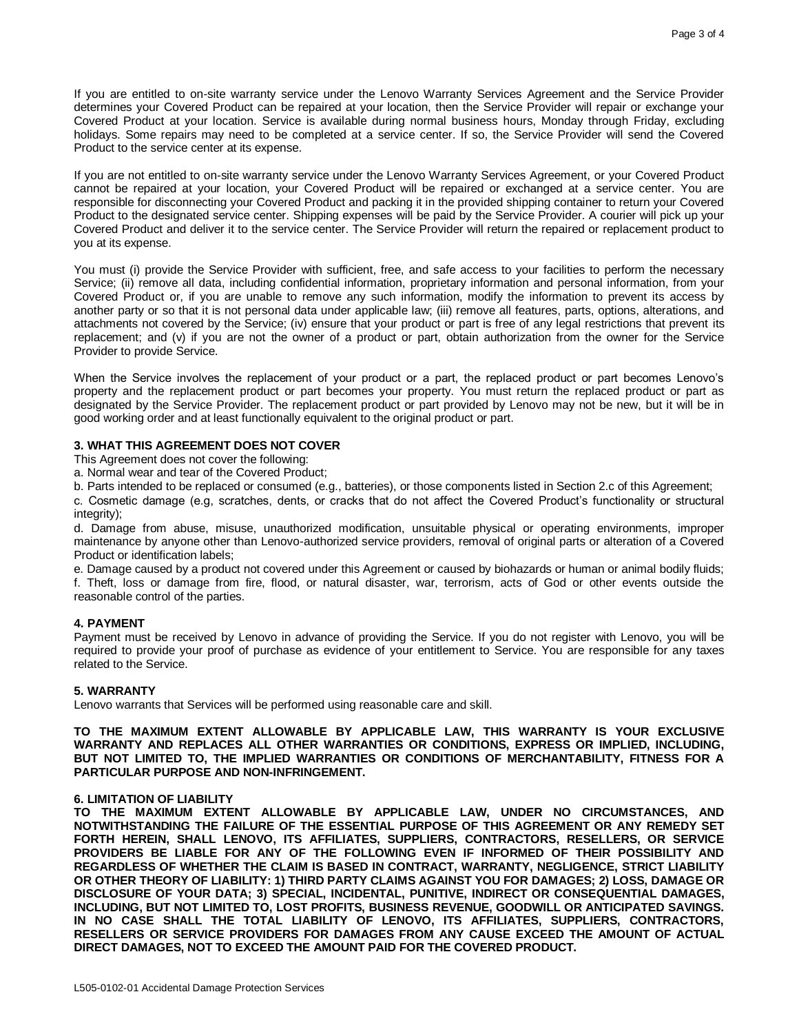If you are entitled to on-site warranty service under the Lenovo Warranty Services Agreement and the Service Provider determines your Covered Product can be repaired at your location, then the Service Provider will repair or exchange your Covered Product at your location. Service is available during normal business hours, Monday through Friday, excluding holidays. Some repairs may need to be completed at a service center. If so, the Service Provider will send the Covered Product to the service center at its expense.

If you are not entitled to on-site warranty service under the Lenovo Warranty Services Agreement, or your Covered Product cannot be repaired at your location, your Covered Product will be repaired or exchanged at a service center. You are responsible for disconnecting your Covered Product and packing it in the provided shipping container to return your Covered Product to the designated service center. Shipping expenses will be paid by the Service Provider. A courier will pick up your Covered Product and deliver it to the service center. The Service Provider will return the repaired or replacement product to you at its expense.

You must (i) provide the Service Provider with sufficient, free, and safe access to your facilities to perform the necessary Service; (ii) remove all data, including confidential information, proprietary information and personal information, from your Covered Product or, if you are unable to remove any such information, modify the information to prevent its access by another party or so that it is not personal data under applicable law; (iii) remove all features, parts, options, alterations, and attachments not covered by the Service; (iv) ensure that your product or part is free of any legal restrictions that prevent its replacement; and (v) if you are not the owner of a product or part, obtain authorization from the owner for the Service Provider to provide Service.

When the Service involves the replacement of your product or a part, the replaced product or part becomes Lenovo's property and the replacement product or part becomes your property. You must return the replaced product or part as designated by the Service Provider. The replacement product or part provided by Lenovo may not be new, but it will be in good working order and at least functionally equivalent to the original product or part.

**3. WHAT THIS AGREEMENT DOES NOT COVER**

This Agreement does not cover the following:

a. Normal wear and tear of the Covered Product;

b. Parts intended to be replaced or consumed (e.g., batteries), or those components listed in Section 2.c of this Agreement;

c. Cosmetic damage (e.g, scratches, dents, or cracks that do not affect the Covered Product's functionality or structural integrity);

d. Damage from abuse, misuse, unauthorized modification, unsuitable physical or operating environments, improper maintenance by anyone other than Lenovo-authorized service providers, removal of original parts or alteration of a Covered Product or identification labels;

e. Damage caused by a product not covered under this Agreement or caused by biohazards or human or animal bodily fluids;

f. Theft, loss or damage from fire, flood, or natural disaster, war, terrorism, acts of God or other events outside the reasonable control of the parties.

**4. PAYMENT**

Payment must be received by Lenovo in advance of providing the Service. If you do not register with Lenovo, you will be required to provide your proof of purchase as evidence of your entitlement to Service. You are responsible for any taxes related to the Service.

**5. WARRANTY**

Lenovo warrants that Services will be performed using reasonable care and skill.

**TO THE MAXIMUM EXTENT ALLOWABLE BY APPLICABLE LAW, THIS WARRANTY IS YOUR EXCLUSIVE WARRANTY AND REPLACES ALL OTHER WARRANTIES OR CONDITIONS, EXPRESS OR IMPLIED, INCLUDING, BUT NOT LIMITED TO, THE IMPLIED WARRANTIES OR CONDITIONS OF MERCHANTABILITY, FITNESS FOR A PARTICULAR PURPOSE AND NON-INFRINGEMENT.**

**6. LIMITATION OF LIABILITY**

**TO THE MAXIMUM EXTENT ALLOWABLE BY APPLICABLE LAW, UNDER NO CIRCUMSTANCES, AND NOTWITHSTANDING THE FAILURE OF THE ESSENTIAL PURPOSE OF THIS AGREEMENT OR ANY REMEDY SET FORTH HEREIN, SHALL LENOVO, ITS AFFILIATES, SUPPLIERS, CONTRACTORS, RESELLERS, OR SERVICE PROVIDERS BE LIABLE FOR ANY OF THE FOLLOWING EVEN IF INFORMED OF THEIR POSSIBILITY AND REGARDLESS OF WHETHER THE CLAIM IS BASED IN CONTRACT, WARRANTY, NEGLIGENCE, STRICT LIABILITY OR OTHER THEORY OF LIABILITY: 1) THIRD PARTY CLAIMS AGAINST YOU FOR DAMAGES; 2) LOSS, DAMAGE OR DISCLOSURE OF YOUR DATA; 3) SPECIAL, INCIDENTAL, PUNITIVE, INDIRECT OR CONSEQUENTIAL DAMAGES, INCLUDING, BUT NOT LIMITED TO, LOST PROFITS, BUSINESS REVENUE, GOODWILL OR ANTICIPATED SAVINGS. IN NO CASE SHALL THE TOTAL LIABILITY OF LENOVO, ITS AFFILIATES, SUPPLIERS, CONTRACTORS, RESELLERS OR SERVICE PROVIDERS FOR DAMAGES FROM ANY CAUSE EXCEED THE AMOUNT OF ACTUAL DIRECT DAMAGES, NOT TO EXCEED THE AMOUNT PAID FOR THE COVERED PRODUCT.**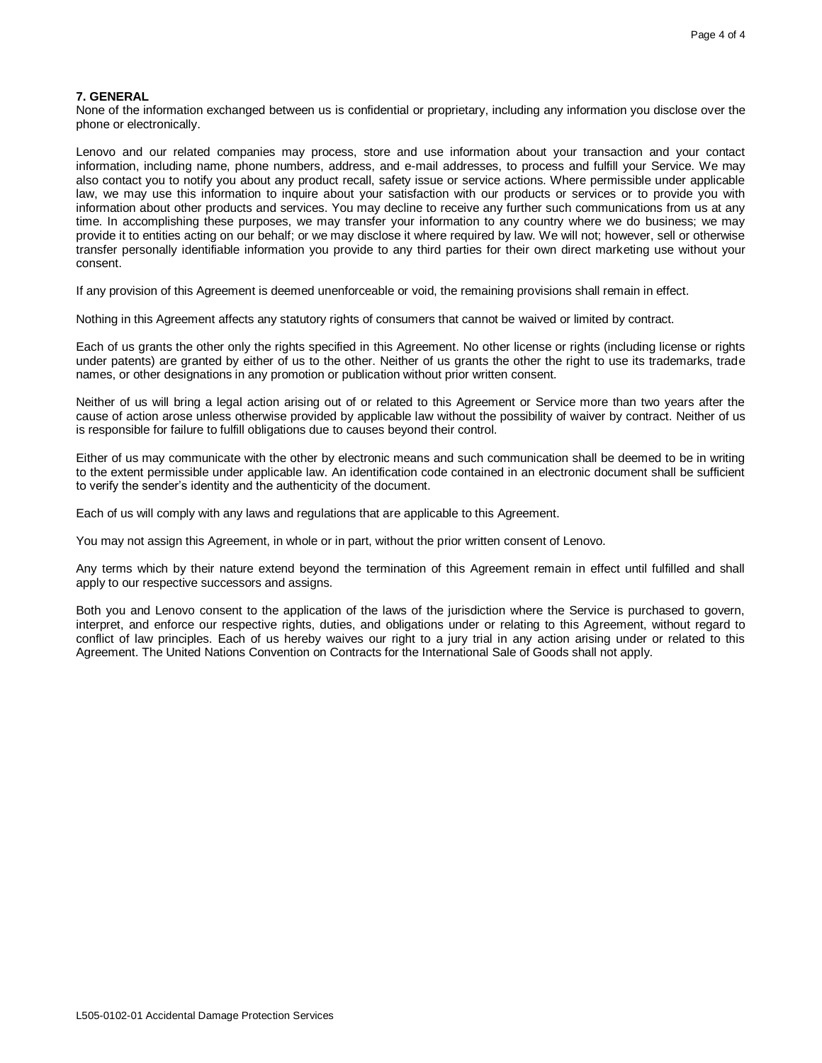**7. GENERAL**

None of the information exchanged between us is confidential or proprietary, including any information you disclose over the phone or electronically.

Lenovo and our related companies may process, store and use information about your transaction and your contact information, including name, phone numbers, address, and e-mail addresses, to process and fulfill your Service. We may also contact you to notify you about any product recall, safety issue or service actions. Where permissible under applicable law, we may use this information to inquire about your satisfaction with our products or services or to provide you with information about other products and services. You may decline to receive any further such communications from us at any time. In accomplishing these purposes, we may transfer your information to any country where we do business; we may provide it to entities acting on our behalf; or we may disclose it where required by law. We will not; however, sell or otherwise transfer personally identifiable information you provide to any third parties for their own direct marketing use without your consent.

If any provision of this Agreement is deemed unenforceable or void, the remaining provisions shall remain in effect.

Nothing in this Agreement affects any statutory rights of consumers that cannot be waived or limited by contract.

Each of us grants the other only the rights specified in this Agreement. No other license or rights (including license or rights under patents) are granted by either of us to the other. Neither of us grants the other the right to use its trademarks, trade names, or other designations in any promotion or publication without prior written consent.

Neither of us will bring a legal action arising out of or related to this Agreement or Service more than two years after the cause of action arose unless otherwise provided by applicable law without the possibility of waiver by contract. Neither of us is responsible for failure to fulfill obligations due to causes beyond their control.

Either of us may communicate with the other by electronic means and such communication shall be deemed to be in writing to the extent permissible under applicable law. An identification code contained in an electronic document shall be sufficient to verify the sender's identity and the authenticity of the document.

Each of us will comply with any laws and regulations that are applicable to this Agreement.

You may not assign this Agreement, in whole or in part, without the prior written consent of Lenovo.

Any terms which by their nature extend beyond the termination of this Agreement remain in effect until fulfilled and shall apply to our respective successors and assigns.

Both you and Lenovo consent to the application of the laws of the jurisdiction where the Service is purchased to govern, interpret, and enforce our respective rights, duties, and obligations under or relating to this Agreement, without regard to conflict of law principles. Each of us hereby waives our right to a jury trial in any action arising under or related to this Agreement. The United Nations Convention on Contracts for the International Sale of Goods shall not apply.